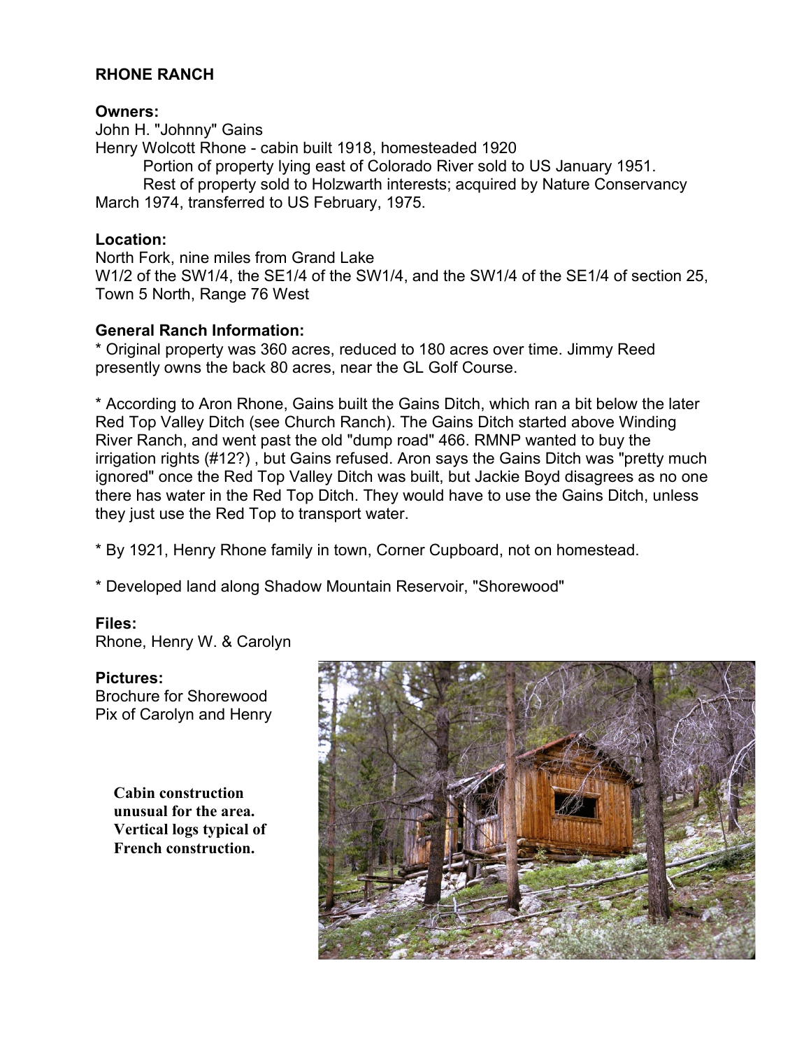## RHONE RANCH

**Owners:**
John H. "Johnny" Gains
Henry Wolcott Rhone - cabin built 1918, homesteaded 1920
Portion of property lying east of Colorado River sold to US January 1951.
Rest of property sold to Holzwarth interests; acquired by Nature Conservancy March 1974, transferred to US February, 1975.

**Location:**
North Fork, nine miles from Grand Lake
W1/2 of the SW1/4, the SE1/4 of the SW1/4, and the SW1/4 of the SE1/4 of section 25, Town 5 North, Range 76 West

**General Ranch Information:**

* Original property was 360 acres, reduced to 180 acres over time. Jimmy Reed presently owns the back 80 acres, near the GL Golf Course.

* According to Aron Rhone, Gains built the Gains Ditch, which ran a bit below the later Red Top Valley Ditch (see Church Ranch). The Gains Ditch started above Winding River Ranch, and went past the old "dump road" 466. RMNP wanted to buy the irrigation rights (#12?) , but Gains refused. Aron says the Gains Ditch was "pretty much ignored" once the Red Top Valley Ditch was built, but Jackie Boyd disagrees as no one there has water in the Red Top Ditch. They would have to use the Gains Ditch, unless they just use the Red Top to transport water.

* By 1921, Henry Rhone family in town, Corner Cupboard, not on homestead.

* Developed land along Shadow Mountain Reservoir, "Shorewood"

**Files:**
Rhone, Henry W. & Carolyn

**Pictures:**
Brochure for Shorewood
Pix of Carolyn and Henry

**Cabin construction unusual for the area. Vertical logs typical of French construction.**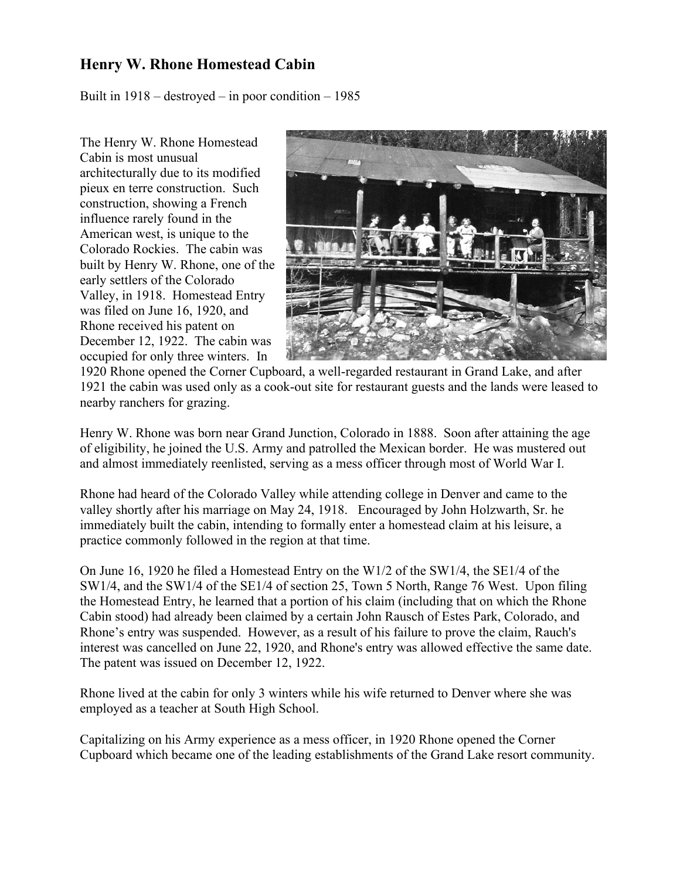## Henry W. Rhone Homestead Cabin

Built in 1918 – destroyed – in poor condition – 1985

The Henry W. Rhone Homestead Cabin is most unusual architecturally due to its modified pieux en terre construction. Such construction, showing a French influence rarely found in the American west, is unique to the Colorado Rockies. The cabin was built by Henry W. Rhone, one of the early settlers of the Colorado Valley, in 1918. Homestead Entry was filed on June 16, 1920, and Rhone received his patent on December 12, 1922. The cabin was occupied for only three winters. In 1920 Rhone opened the Corner Cupboard, a well-regarded restaurant in Grand Lake, and after 1921 the cabin was used only as a cook-out site for restaurant guests and the lands were leased to nearby ranchers for grazing.

Henry W. Rhone was born near Grand Junction, Colorado in 1888. Soon after attaining the age of eligibility, he joined the U.S. Army and patrolled the Mexican border. He was mustered out and almost immediately reenlisted, serving as a mess officer through most of World War I.

Rhone had heard of the Colorado Valley while attending college in Denver and came to the valley shortly after his marriage on May 24, 1918. Encouraged by John Holzwarth, Sr. he immediately built the cabin, intending to formally enter a homestead claim at his leisure, a practice commonly followed in the region at that time.

On June 16, 1920 he filed a Homestead Entry on the W1/2 of the SW1/4, the SE1/4 of the SW1/4, and the SW1/4 of the SE1/4 of section 25, Town 5 North, Range 76 West. Upon filing the Homestead Entry, he learned that a portion of his claim (including that on which the Rhone Cabin stood) had already been claimed by a certain John Rausch of Estes Park, Colorado, and Rhone's entry was suspended. However, as a result of his failure to prove the claim, Rauch's interest was cancelled on June 22, 1920, and Rhone's entry was allowed effective the same date. The patent was issued on December 12, 1922.

Rhone lived at the cabin for only 3 winters while his wife returned to Denver where she was employed as a teacher at South High School.

Capitalizing on his Army experience as a mess officer, in 1920 Rhone opened the Corner Cupboard which became one of the leading establishments of the Grand Lake resort community.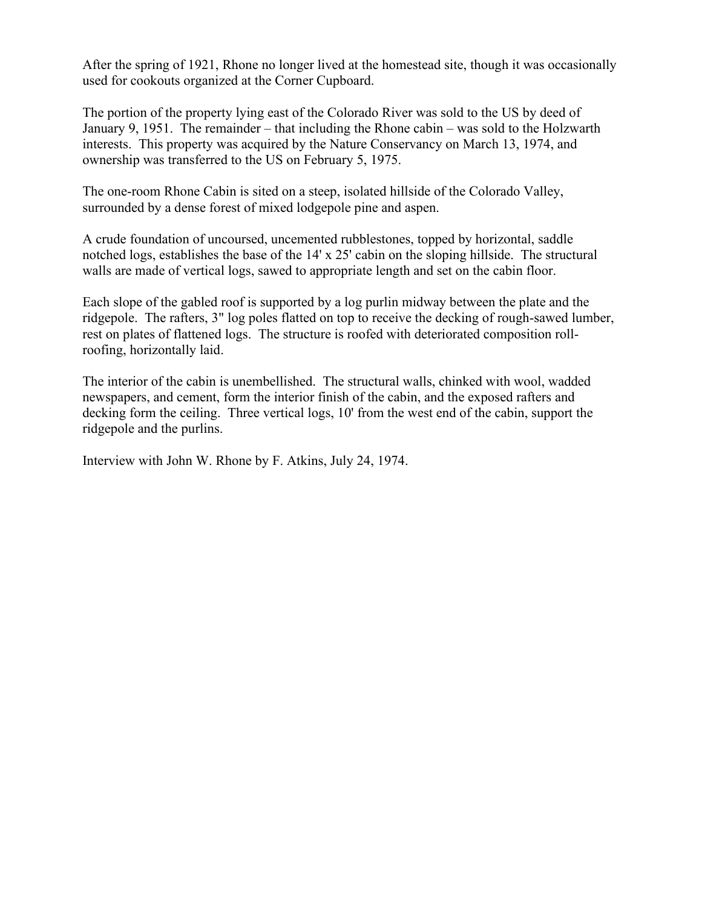After the spring of 1921, Rhone no longer lived at the homestead site, though it was occasionally used for cookouts organized at the Corner Cupboard.

The portion of the property lying east of the Colorado River was sold to the US by deed of January 9, 1951. The remainder – that including the Rhone cabin – was sold to the Holzwarth interests. This property was acquired by the Nature Conservancy on March 13, 1974, and ownership was transferred to the US on February 5, 1975.

The one-room Rhone Cabin is sited on a steep, isolated hillside of the Colorado Valley, surrounded by a dense forest of mixed lodgepole pine and aspen.

A crude foundation of uncoursed, uncemented rubblestones, topped by horizontal, saddle notched logs, establishes the base of the 14' x 25' cabin on the sloping hillside. The structural walls are made of vertical logs, sawed to appropriate length and set on the cabin floor.

Each slope of the gabled roof is supported by a log purlin midway between the plate and the ridgepole. The rafters, 3" log poles flatted on top to receive the decking of rough-sawed lumber, rest on plates of flattened logs. The structure is roofed with deteriorated composition roll-roofing, horizontally laid.

The interior of the cabin is unembellished. The structural walls, chinked with wool, wadded newspapers, and cement, form the interior finish of the cabin, and the exposed rafters and decking form the ceiling. Three vertical logs, 10' from the west end of the cabin, support the ridgepole and the purlins.

Interview with John W. Rhone by F. Atkins, July 24, 1974.